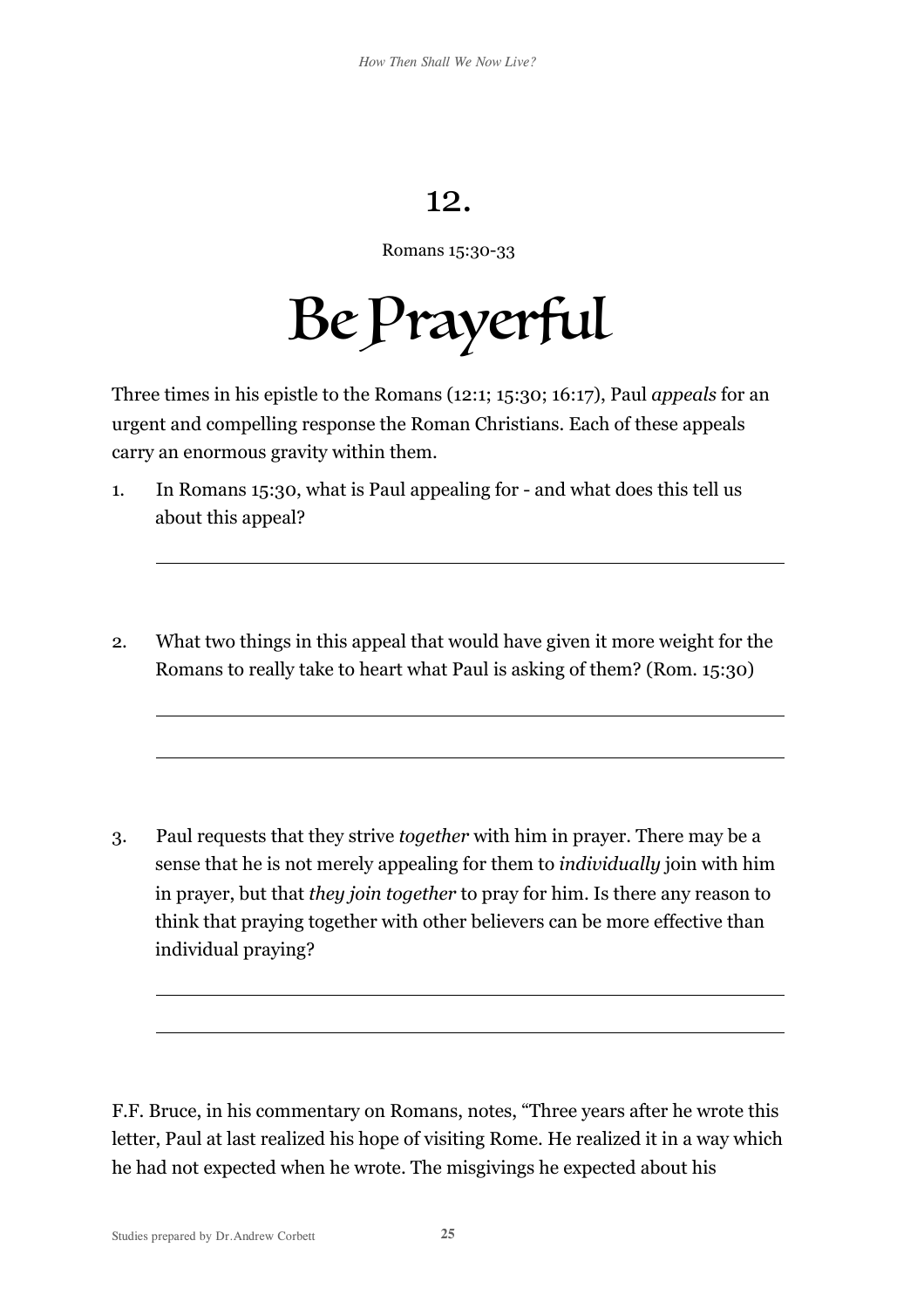# 12.

Romans 15:30-33

# Be Prayerful

Three times in his epistle to the Romans (12:1; 15:30; 16:17), Paul *appeals* for an urgent and compelling response the Roman Christians. Each of these appeals carry an enormous gravity within them.

1. In Romans 15:30, what is Paul appealing for - and what does this tell us about this appeal?

   ___

2. What two things in this appeal that would have given it more weight for the Romans to really take to heart what Paul is asking of them? (Rom. 15:30)

   ___

   ___

3. Paul requests that they strive *together* with him in prayer. There may be a sense that he is not merely appealing for them to *individually* join with him in prayer, but that *they join together* to pray for him. Is there any reason to think that praying together with other believers can be more effective than individual praying?

   ___

   ___

F.F. Bruce, in his commentary on Romans, notes, "Three years after he wrote this letter, Paul at last realized his hope of visiting Rome. He realized it in a way which he had not expected when he wrote. The misgivings he expected about his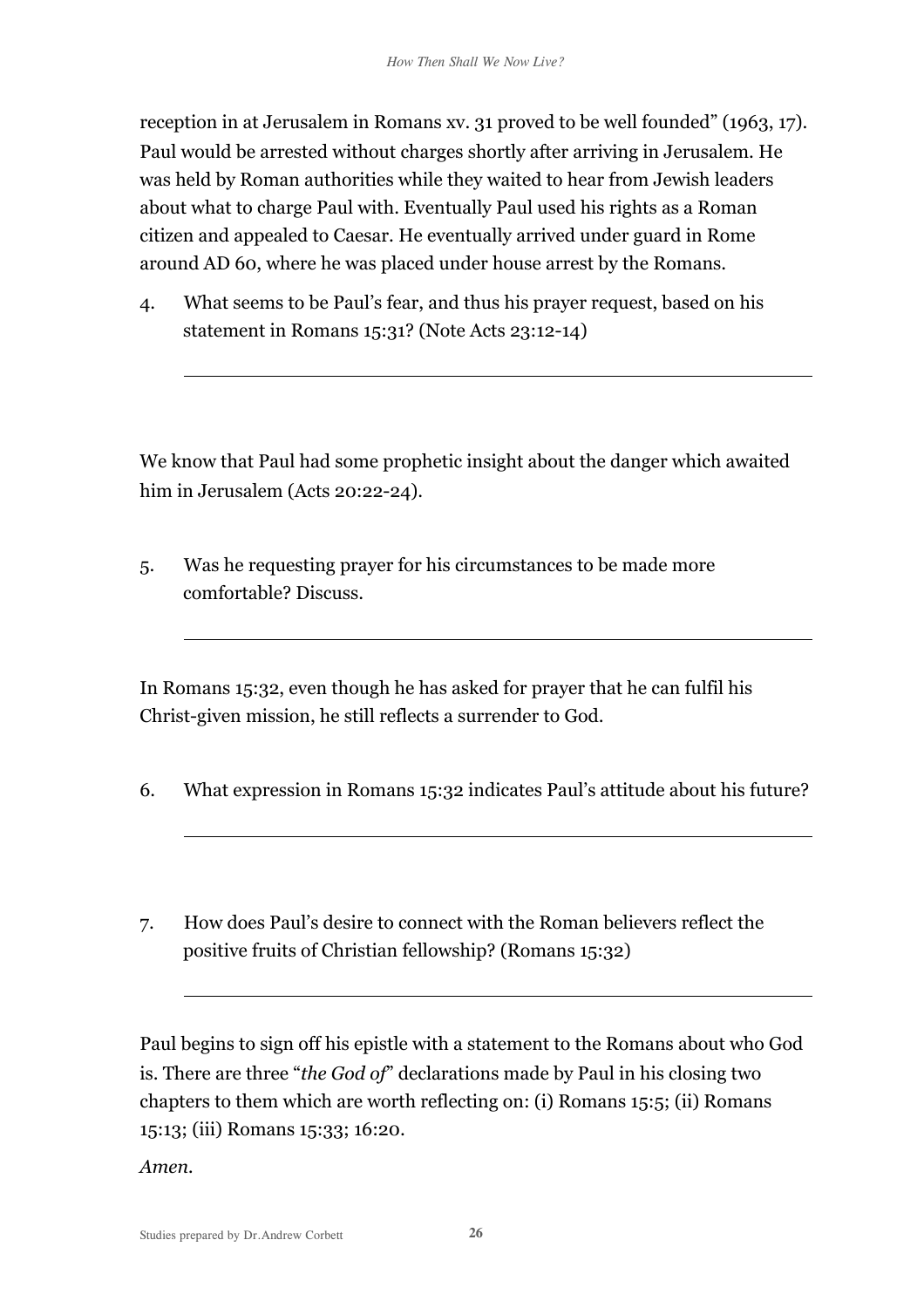reception in at Jerusalem in Romans xv. 31 proved to be well founded" (1963, 17). Paul would be arrested without charges shortly after arriving in Jerusalem. He was held by Roman authorities while they waited to hear from Jewish leaders about what to charge Paul with. Eventually Paul used his rights as a Roman citizen and appealed to Caesar. He eventually arrived under guard in Rome around AD 60, where he was placed under house arrest by the Romans.

4. What seems to be Paul's fear, and thus his prayer request, based on his statement in Romans 15:31? (Note Acts 23:12-14)

We know that Paul had some prophetic insight about the danger which awaited him in Jerusalem (Acts 20:22-24).

5. Was he requesting prayer for his circumstances to be made more comfortable? Discuss.

In Romans 15:32, even though he has asked for prayer that he can fulfil his Christ-given mission, he still reflects a surrender to God.

6. What expression in Romans 15:32 indicates Paul's attitude about his future?

7. How does Paul's desire to connect with the Roman believers reflect the positive fruits of Christian fellowship? (Romans 15:32)

Paul begins to sign off his epistle with a statement to the Romans about who God is. There are three "*the God of*" declarations made by Paul in his closing two chapters to them which are worth reflecting on: (i) Romans 15:5; (ii) Romans 15:13; (iii) Romans 15:33; 16:20.

*Amen.*